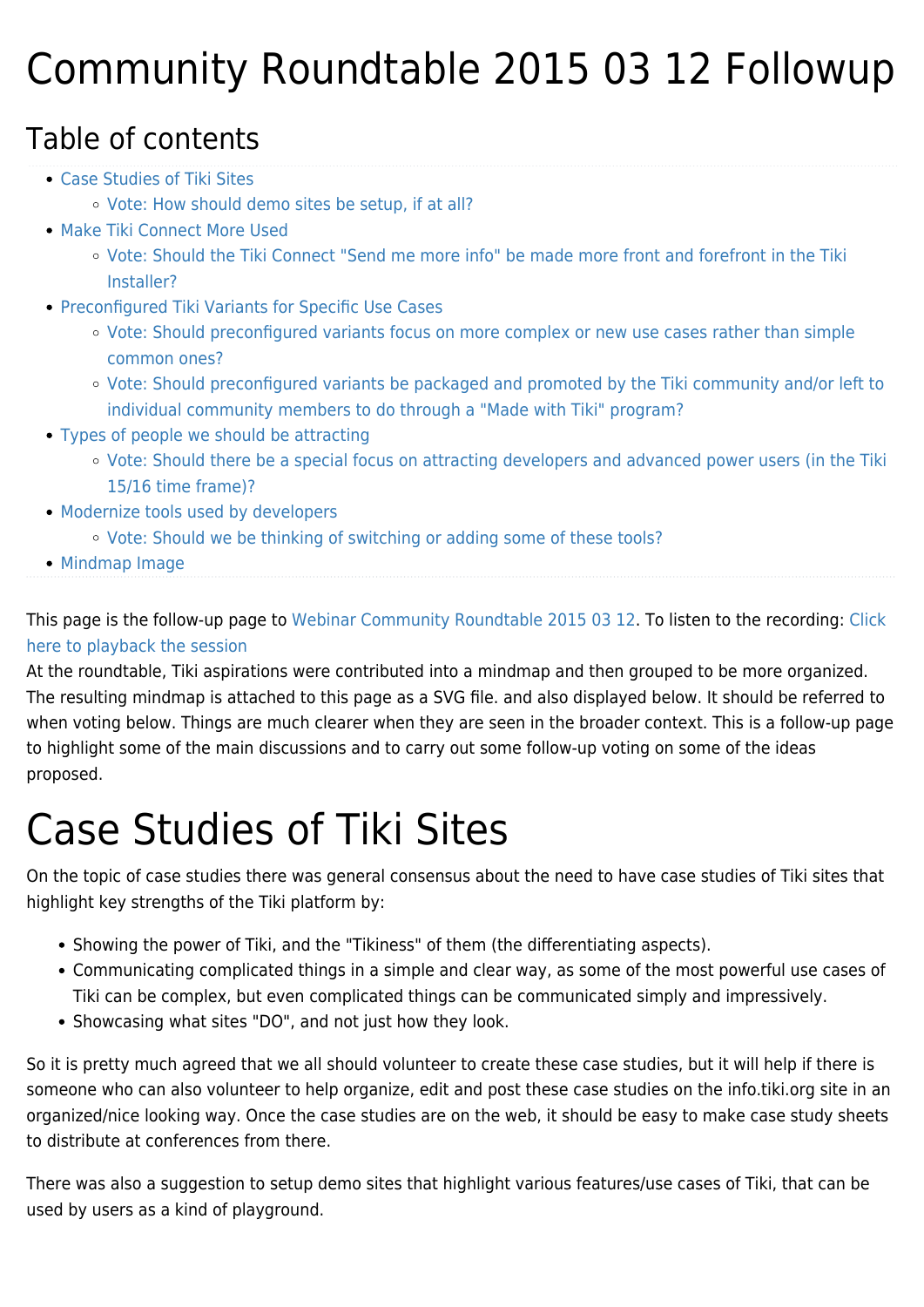# Community Roundtable 2015 03 12 Followup

## Table of contents

- Case Studies of Tiki Sites
  - Vote: How should demo sites be setup, if at all?
- Make Tiki Connect More Used
  - Vote: Should the Tiki Connect "Send me more info" be made more front and forefront in the Tiki Installer?
- Preconfigured Tiki Variants for Specific Use Cases
  - Vote: Should preconfigured variants focus on more complex or new use cases rather than simple common ones?
  - Vote: Should preconfigured variants be packaged and promoted by the Tiki community and/or left to individual community members to do through a "Made with Tiki" program?
- Types of people we should be attracting
  - Vote: Should there be a special focus on attracting developers and advanced power users (in the Tiki 15/16 time frame)?
- Modernize tools used by developers
  - Vote: Should we be thinking of switching or adding some of these tools?
- Mindmap Image

This page is the follow-up page to Webinar Community Roundtable 2015 03 12. To listen to the recording: Click here to playback the session

At the roundtable, Tiki aspirations were contributed into a mindmap and then grouped to be more organized. The resulting mindmap is attached to this page as a SVG file. and also displayed below. It should be referred to when voting below. Things are much clearer when they are seen in the broader context. This is a follow-up page to highlight some of the main discussions and to carry out some follow-up voting on some of the ideas proposed.

# Case Studies of Tiki Sites

On the topic of case studies there was general consensus about the need to have case studies of Tiki sites that highlight key strengths of the Tiki platform by:

- Showing the power of Tiki, and the "Tikiness" of them (the differentiating aspects).
- Communicating complicated things in a simple and clear way, as some of the most powerful use cases of Tiki can be complex, but even complicated things can be communicated simply and impressively.
- Showcasing what sites "DO", and not just how they look.

So it is pretty much agreed that we all should volunteer to create these case studies, but it will help if there is someone who can also volunteer to help organize, edit and post these case studies on the info.tiki.org site in an organized/nice looking way. Once the case studies are on the web, it should be easy to make case study sheets to distribute at conferences from there.

There was also a suggestion to setup demo sites that highlight various features/use cases of Tiki, that can be used by users as a kind of playground.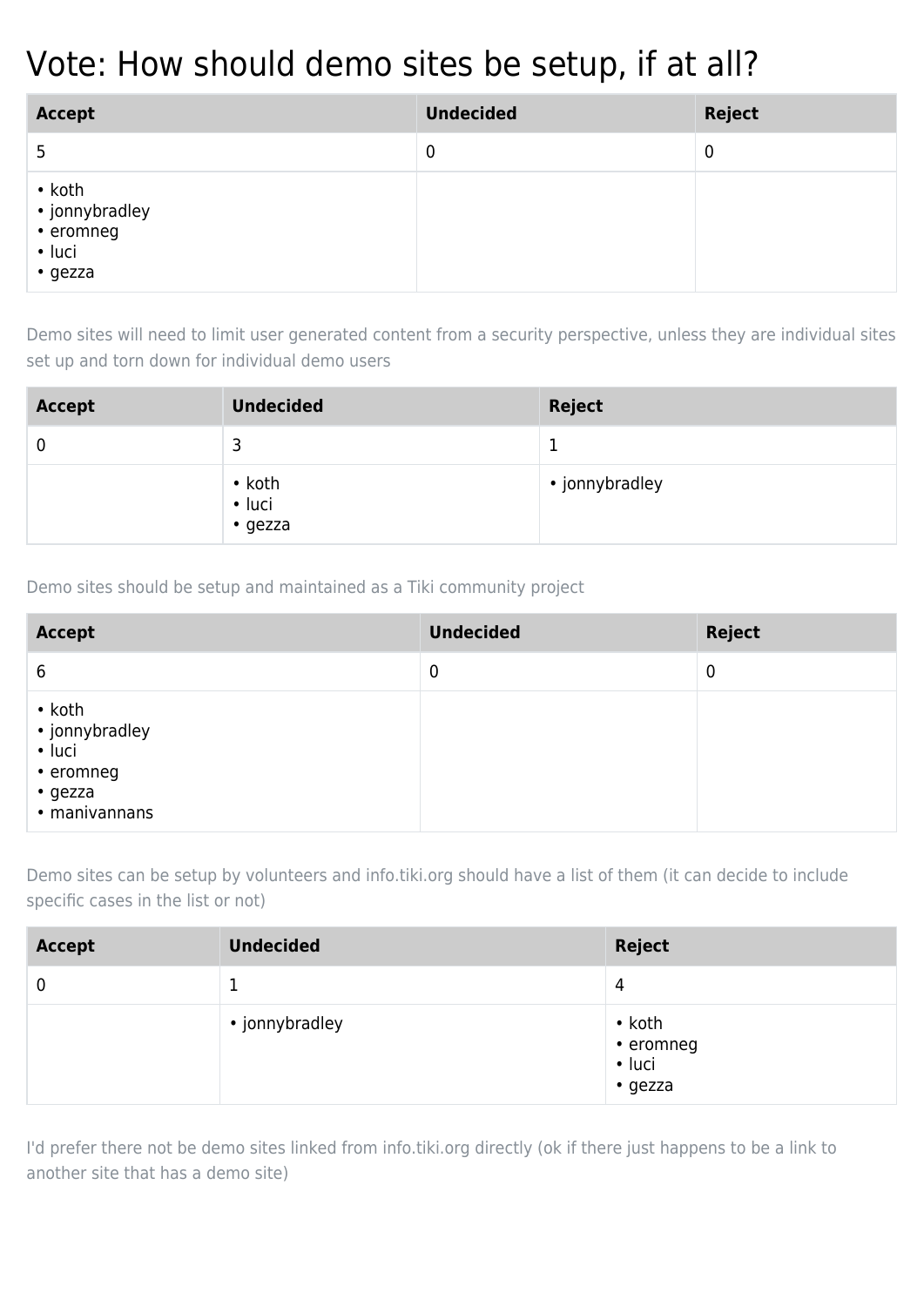# Vote: How should demo sites be setup, if at all?

| Accept | Undecided | Reject |
|---|---|---|
| 5 | 0 | 0 |
| • koth<br>• jonnybradley<br>• eromneg<br>• luci<br>• gezza | | |

Demo sites will need to limit user generated content from a security perspective, unless they are individual sites set up and torn down for individual demo users

| Accept | Undecided | Reject |
|---|---|---|
| 0 | 3 | 1 |
| | • koth<br>• luci<br>• gezza | • jonnybradley |

Demo sites should be setup and maintained as a Tiki community project

| Accept | Undecided | Reject |
|---|---|---|
| 6 | 0 | 0 |
| • koth<br>• jonnybradley<br>• luci<br>• eromneg<br>• gezza<br>• manivannans | | |

Demo sites can be setup by volunteers and info.tiki.org should have a list of them (it can decide to include specific cases in the list or not)

| Accept | Undecided | Reject |
|---|---|---|
| 0 | 1 | 4 |
| | • jonnybradley | • koth<br>• eromneg<br>• luci<br>• gezza |

I'd prefer there not be demo sites linked from info.tiki.org directly (ok if there just happens to be a link to another site that has a demo site)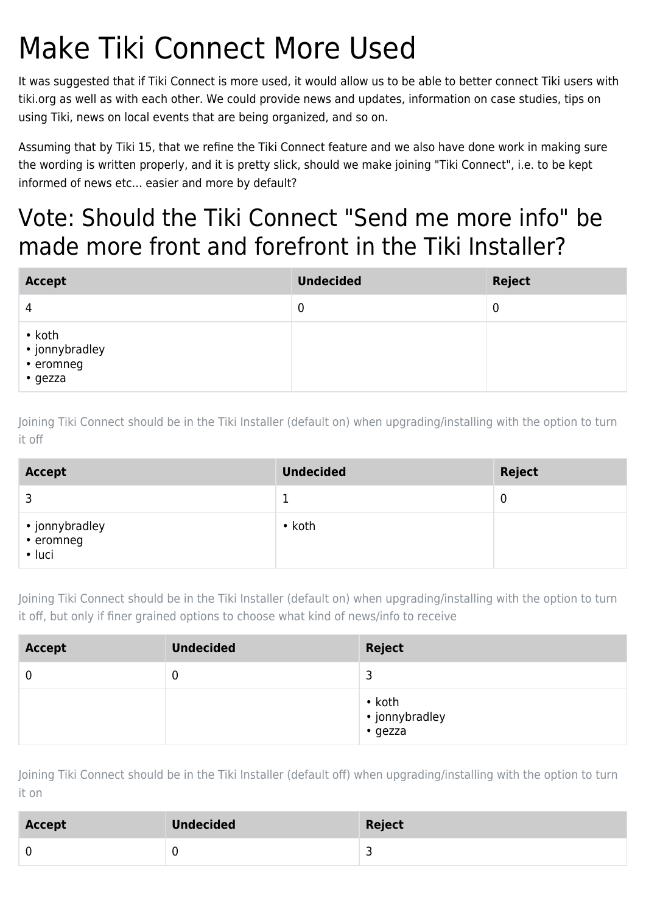# Make Tiki Connect More Used

It was suggested that if Tiki Connect is more used, it would allow us to be able to better connect Tiki users with tiki.org as well as with each other. We could provide news and updates, information on case studies, tips on using Tiki, news on local events that are being organized, and so on.

Assuming that by Tiki 15, that we refine the Tiki Connect feature and we also have done work in making sure the wording is written properly, and it is pretty slick, should we make joining "Tiki Connect", i.e. to be kept informed of news etc... easier and more by default?

# Vote: Should the Tiki Connect "Send me more info" be made more front and forefront in the Tiki Installer?

| Accept | Undecided | Reject |
|---|---|---|
| 4 | 0 | 0 |
| • koth<br>• jonnybradley<br>• eromneg<br>• gezza | | |

Joining Tiki Connect should be in the Tiki Installer (default on) when upgrading/installing with the option to turn it off

| Accept | Undecided | Reject |
|---|---|---|
| 3 | 1 | 0 |
| • jonnybradley<br>• eromneg<br>• luci | • koth | |

Joining Tiki Connect should be in the Tiki Installer (default on) when upgrading/installing with the option to turn it off, but only if finer grained options to choose what kind of news/info to receive

| Accept | Undecided | Reject |
|---|---|---|
| 0 | 0 | 3 |
| | | • koth<br>• jonnybradley<br>• gezza |

Joining Tiki Connect should be in the Tiki Installer (default off) when upgrading/installing with the option to turn it on

| Accept | Undecided | Reject |
|---|---|---|
| 0 | 0 | 3 |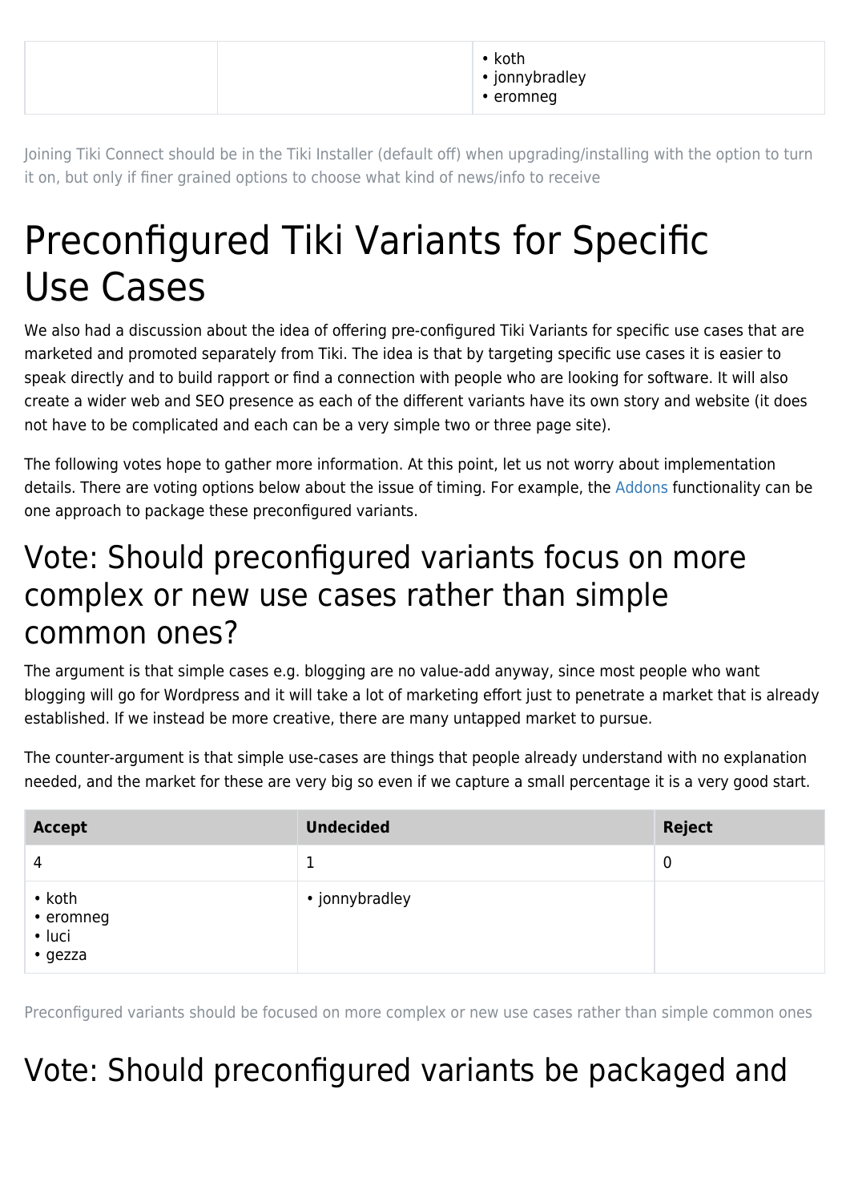|  |  | • koth<br>• jonnybradley<br>• eromneg |
| --- | --- | --- |

Joining Tiki Connect should be in the Tiki Installer (default off) when upgrading/installing with the option to turn it on, but only if finer grained options to choose what kind of news/info to receive

# Preconfigured Tiki Variants for Specific Use Cases

We also had a discussion about the idea of offering pre-configured Tiki Variants for specific use cases that are marketed and promoted separately from Tiki. The idea is that by targeting specific use cases it is easier to speak directly and to build rapport or find a connection with people who are looking for software. It will also create a wider web and SEO presence as each of the different variants have its own story and website (it does not have to be complicated and each can be a very simple two or three page site).

The following votes hope to gather more information. At this point, let us not worry about implementation details. There are voting options below about the issue of timing. For example, the Addons functionality can be one approach to package these preconfigured variants.

## Vote: Should preconfigured variants focus on more complex or new use cases rather than simple common ones?

The argument is that simple cases e.g. blogging are no value-add anyway, since most people who want blogging will go for Wordpress and it will take a lot of marketing effort just to penetrate a market that is already established. If we instead be more creative, there are many untapped market to pursue.

The counter-argument is that simple use-cases are things that people already understand with no explanation needed, and the market for these are very big so even if we capture a small percentage it is a very good start.

| Accept | Undecided | Reject |
| --- | --- | --- |
| 4 | 1 | 0 |
| • koth<br>• eromneg<br>• luci<br>• gezza | • jonnybradley |  |

Preconfigured variants should be focused on more complex or new use cases rather than simple common ones

## Vote: Should preconfigured variants be packaged and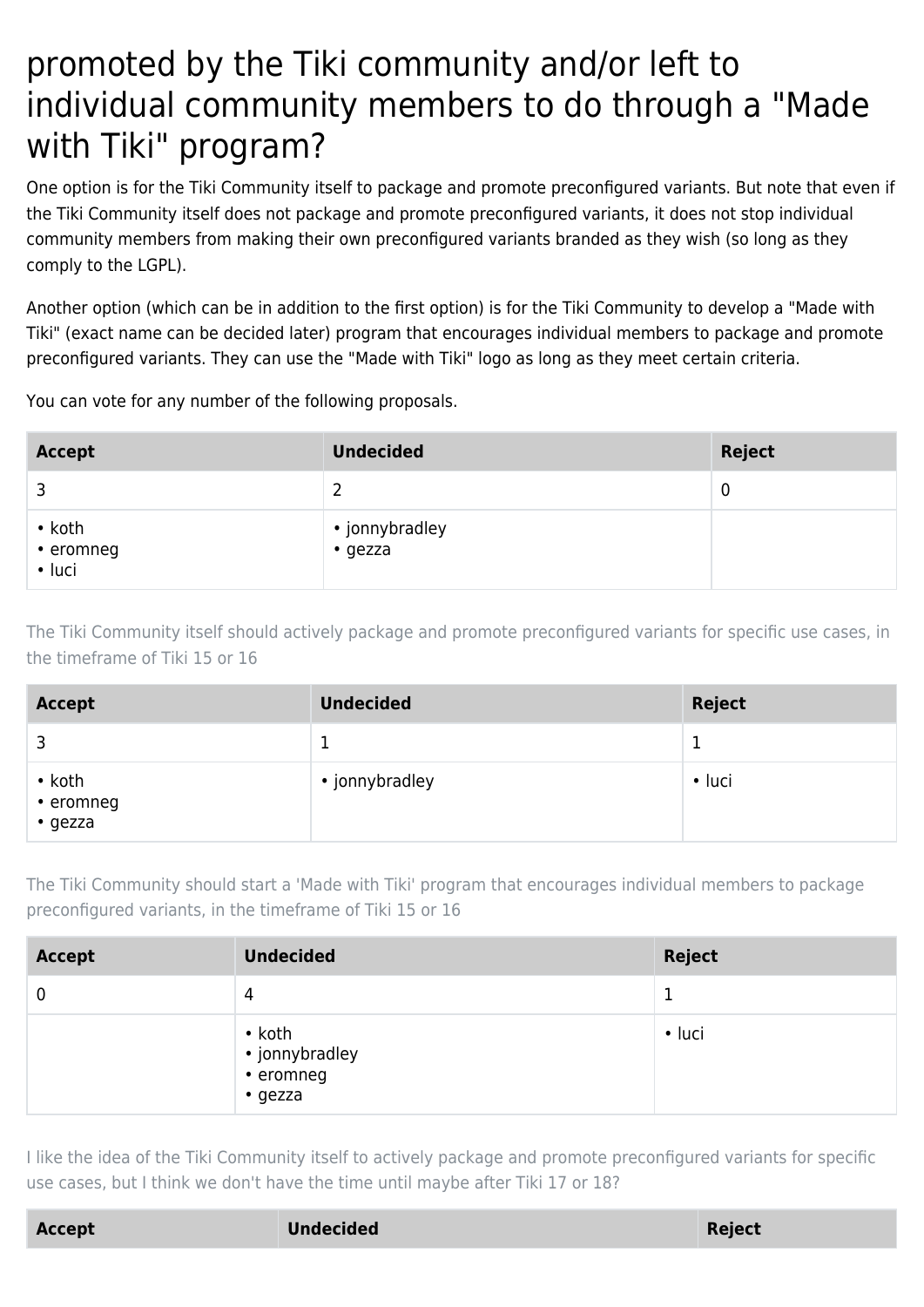# promoted by the Tiki community and/or left to individual community members to do through a "Made with Tiki" program?

One option is for the Tiki Community itself to package and promote preconfigured variants. But note that even if the Tiki Community itself does not package and promote preconfigured variants, it does not stop individual community members from making their own preconfigured variants branded as they wish (so long as they comply to the LGPL).

Another option (which can be in addition to the first option) is for the Tiki Community to develop a "Made with Tiki" (exact name can be decided later) program that encourages individual members to package and promote preconfigured variants. They can use the "Made with Tiki" logo as long as they meet certain criteria.

You can vote for any number of the following proposals.

| Accept | Undecided | Reject |
| --- | --- | --- |
| 3 | 2 | 0 |
| • koth<br>• eromneg<br>• luci | • jonnybradley<br>• gezza | |

The Tiki Community itself should actively package and promote preconfigured variants for specific use cases, in the timeframe of Tiki 15 or 16

| Accept | Undecided | Reject |
| --- | --- | --- |
| 3 | 1 | 1 |
| • koth<br>• eromneg<br>• gezza | • jonnybradley | • luci |

The Tiki Community should start a 'Made with Tiki' program that encourages individual members to package preconfigured variants, in the timeframe of Tiki 15 or 16

| Accept | Undecided | Reject |
| --- | --- | --- |
| 0 | 4 | 1 |
| | • koth<br>• jonnybradley<br>• eromneg<br>• gezza | • luci |

I like the idea of the Tiki Community itself to actively package and promote preconfigured variants for specific use cases, but I think we don't have the time until maybe after Tiki 17 or 18?

| Accept | Undecided | Reject |
| --- | --- | --- |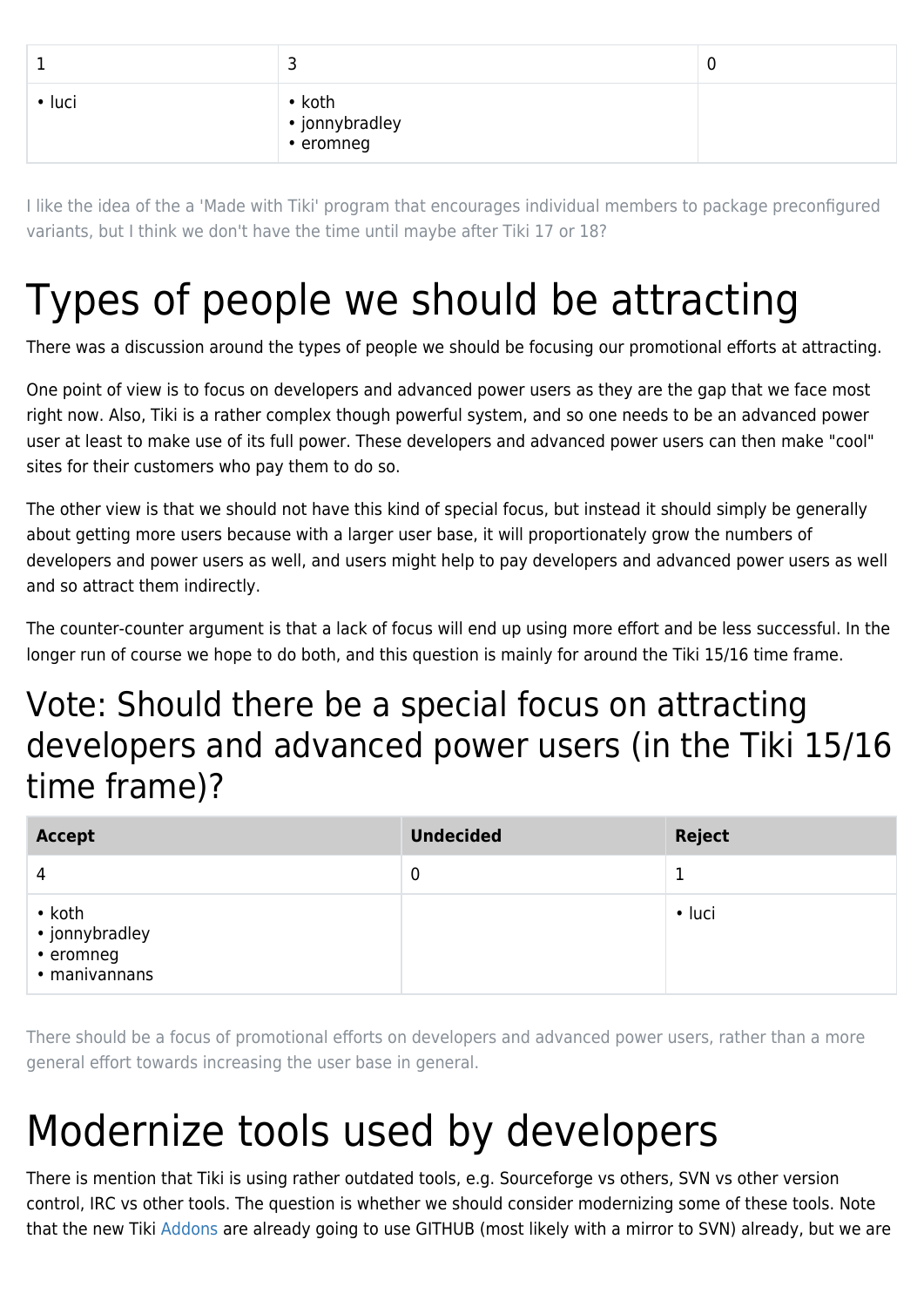| | | |
|---|---|---|
| 1 | 3 | 0 |
| • luci | • koth<br>• jonnybradley<br>• eromneg | |

I like the idea of the a 'Made with Tiki' program that encourages individual members to package preconfigured variants, but I think we don't have the time until maybe after Tiki 17 or 18?

# Types of people we should be attracting

There was a discussion around the types of people we should be focusing our promotional efforts at attracting.

One point of view is to focus on developers and advanced power users as they are the gap that we face most right now. Also, Tiki is a rather complex though powerful system, and so one needs to be an advanced power user at least to make use of its full power. These developers and advanced power users can then make "cool" sites for their customers who pay them to do so.

The other view is that we should not have this kind of special focus, but instead it should simply be generally about getting more users because with a larger user base, it will proportionately grow the numbers of developers and power users as well, and users might help to pay developers and advanced power users as well and so attract them indirectly.

The counter-counter argument is that a lack of focus will end up using more effort and be less successful. In the longer run of course we hope to do both, and this question is mainly for around the Tiki 15/16 time frame.

## Vote: Should there be a special focus on attracting developers and advanced power users (in the Tiki 15/16 time frame)?

| Accept | Undecided | Reject |
|---|---|---|
| 4 | 0 | 1 |
| • koth<br>• jonnybradley<br>• eromneg<br>• manivannans | | • luci |

There should be a focus of promotional efforts on developers and advanced power users, rather than a more general effort towards increasing the user base in general.

# Modernize tools used by developers

There is mention that Tiki is using rather outdated tools, e.g. Sourceforge vs others, SVN vs other version control, IRC vs other tools. The question is whether we should consider modernizing some of these tools. Note that the new Tiki Addons are already going to use GITHUB (most likely with a mirror to SVN) already, but we are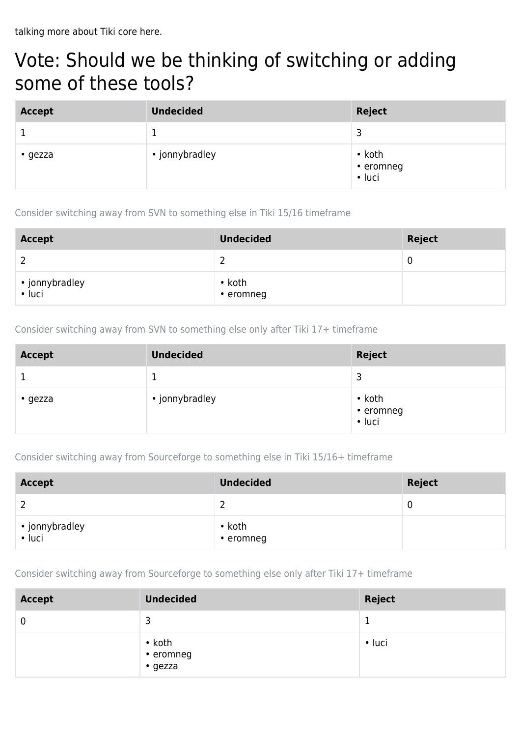talking more about Tiki core here.

# Vote: Should we be thinking of switching or adding some of these tools?

| Accept | Undecided | Reject |
|---|---|---|
| 1 | 1 | 3 |
| • gezza | • jonnybradley | • koth<br>• eromneg<br>• luci |

Consider switching away from SVN to something else in Tiki 15/16 timeframe

| Accept | Undecided | Reject |
|---|---|---|
| 2 | 2 | 0 |
| • jonnybradley<br>• luci | • koth<br>• eromneg | |

Consider switching away from SVN to something else only after Tiki 17+ timeframe

| Accept | Undecided | Reject |
|---|---|---|
| 1 | 1 | 3 |
| • gezza | • jonnybradley | • koth<br>• eromneg<br>• luci |

Consider switching away from Sourceforge to something else in Tiki 15/16+ timeframe

| Accept | Undecided | Reject |
|---|---|---|
| 2 | 2 | 0 |
| • jonnybradley<br>• luci | • koth<br>• eromneg | |

Consider switching away from Sourceforge to something else only after Tiki 17+ timeframe

| Accept | Undecided | Reject |
|---|---|---|
| 0 | 3 | 1 |
| | • koth<br>• eromneg<br>• gezza | • luci |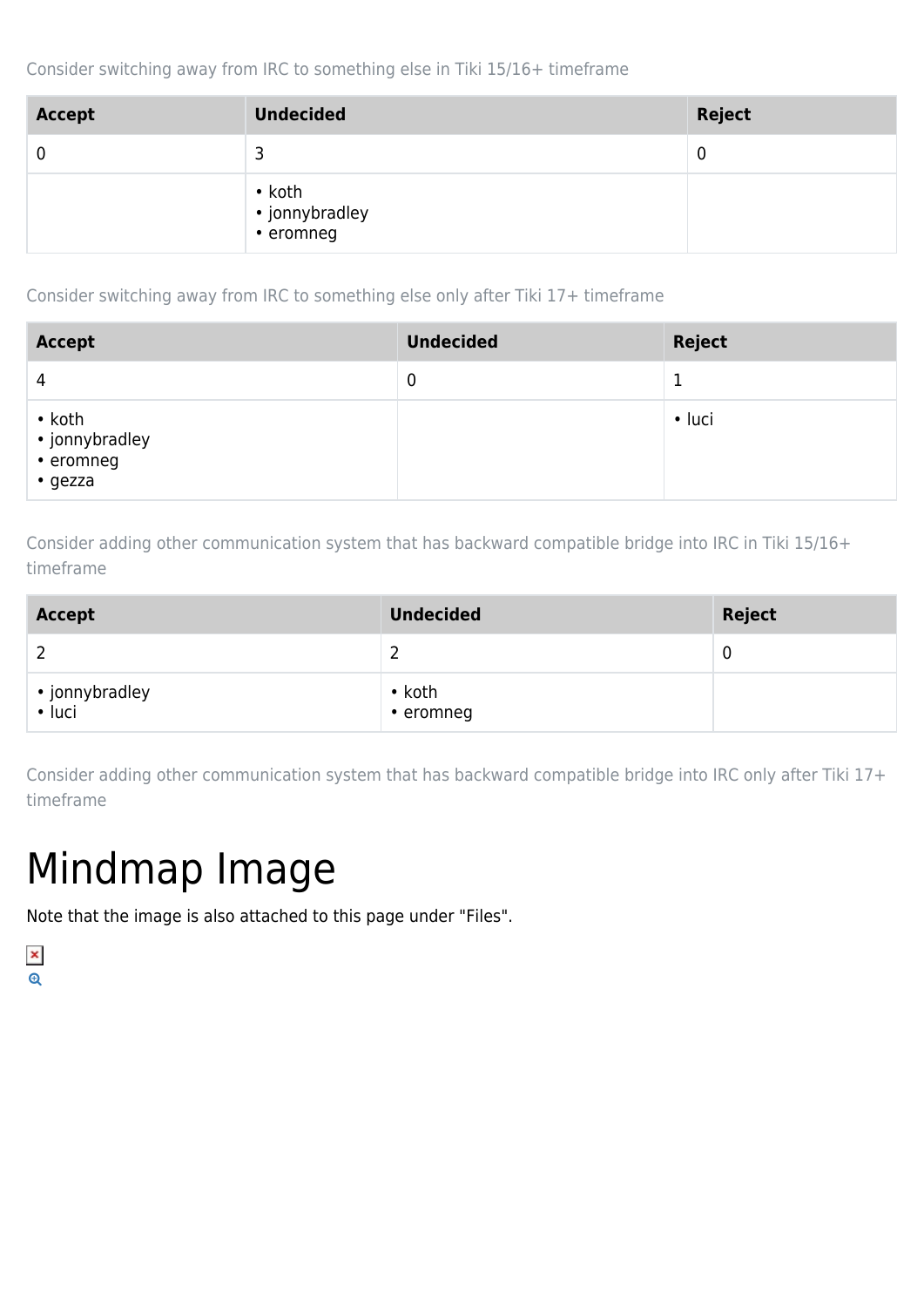Consider switching away from IRC to something else in Tiki 15/16+ timeframe

| Accept | Undecided | Reject |
|---|---|---|
| 0 | 3 | 0 |
| | • koth<br>• jonnybradley<br>• eromneg | |

Consider switching away from IRC to something else only after Tiki 17+ timeframe

| Accept | Undecided | Reject |
|---|---|---|
| 4 | 0 | 1 |
| • koth<br>• jonnybradley<br>• eromneg<br>• gezza | | • luci |

Consider adding other communication system that has backward compatible bridge into IRC in Tiki 15/16+ timeframe

| Accept | Undecided | Reject |
|---|---|---|
| 2 | 2 | 0 |
| • jonnybradley<br>• luci | • koth<br>• eromneg | |

Consider adding other communication system that has backward compatible bridge into IRC only after Tiki 17+ timeframe

# Mindmap Image

Note that the image is also attached to this page under "Files".